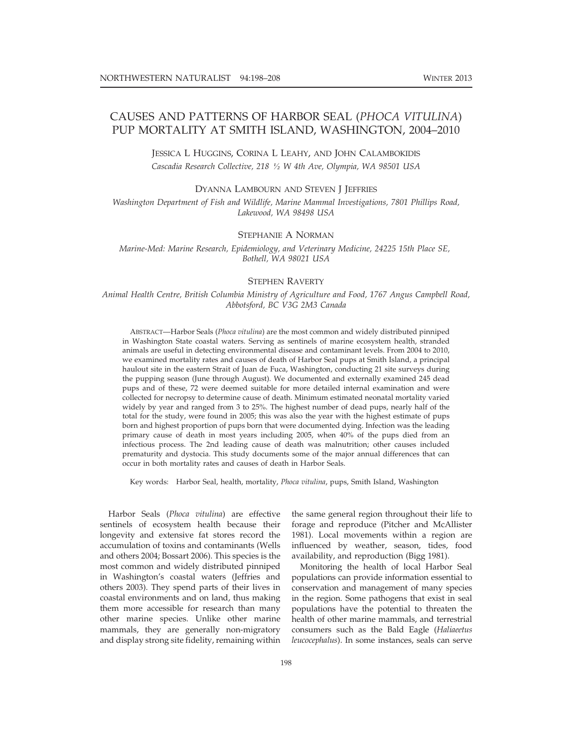# CAUSES AND PATTERNS OF HARBOR SEAL (*PHOCA VITULINA*) PUP MORTALITY AT SMITH ISLAND, WASHINGTON, 2004–2010

JESSICA L HUGGINS, CORINA L LEAHY, AND JOHN CALAMBOKIDIS
*Cascadia Research Collective, 218 ½ W 4th Ave, Olympia, WA 98501 USA*

DYANNA LAMBOURN AND STEVEN J JEFFRIES
*Washington Department of Fish and Wildlife, Marine Mammal Investigations, 7801 Phillips Road, Lakewood, WA 98498 USA*

STEPHANIE A NORMAN
*Marine-Med: Marine Research, Epidemiology, and Veterinary Medicine, 24225 15th Place SE, Bothell, WA 98021 USA*

STEPHEN RAVERTY
*Animal Health Centre, British Columbia Ministry of Agriculture and Food, 1767 Angus Campbell Road, Abbotsford, BC V3G 2M3 Canada*

ABSTRACT—Harbor Seals (*Phoca vitulina*) are the most common and widely distributed pinniped in Washington State coastal waters. Serving as sentinels of marine ecosystem health, stranded animals are useful in detecting environmental disease and contaminant levels. From 2004 to 2010, we examined mortality rates and causes of death of Harbor Seal pups at Smith Island, a principal haulout site in the eastern Strait of Juan de Fuca, Washington, conducting 21 site surveys during the pupping season (June through August). We documented and externally examined 245 dead pups and of these, 72 were deemed suitable for more detailed internal examination and were collected for necropsy to determine cause of death. Minimum estimated neonatal mortality varied widely by year and ranged from 3 to 25%. The highest number of dead pups, nearly half of the total for the study, were found in 2005; this was also the year with the highest estimate of pups born and highest proportion of pups born that were documented dying. Infection was the leading primary cause of death in most years including 2005, when 40% of the pups died from an infectious process. The 2nd leading cause of death was malnutrition; other causes included prematurity and dystocia. This study documents some of the major annual differences that can occur in both mortality rates and causes of death in Harbor Seals.

Key words: Harbor Seal, health, mortality, *Phoca vitulina*, pups, Smith Island, Washington

Harbor Seals (*Phoca vitulina*) are effective sentinels of ecosystem health because their longevity and extensive fat stores record the accumulation of toxins and contaminants (Wells and others 2004; Bossart 2006). This species is the most common and widely distributed pinniped in Washington's coastal waters (Jeffries and others 2003). They spend parts of their lives in coastal environments and on land, thus making them more accessible for research than many other marine species. Unlike other marine mammals, they are generally non-migratory and display strong site fidelity, remaining within the same general region throughout their life to forage and reproduce (Pitcher and McAllister 1981). Local movements within a region are influenced by weather, season, tides, food availability, and reproduction (Bigg 1981).

Monitoring the health of local Harbor Seal populations can provide information essential to conservation and management of many species in the region. Some pathogens that exist in seal populations have the potential to threaten the health of other marine mammals, and terrestrial consumers such as the Bald Eagle (*Haliaeetus leucocephalus*). In some instances, seals can serve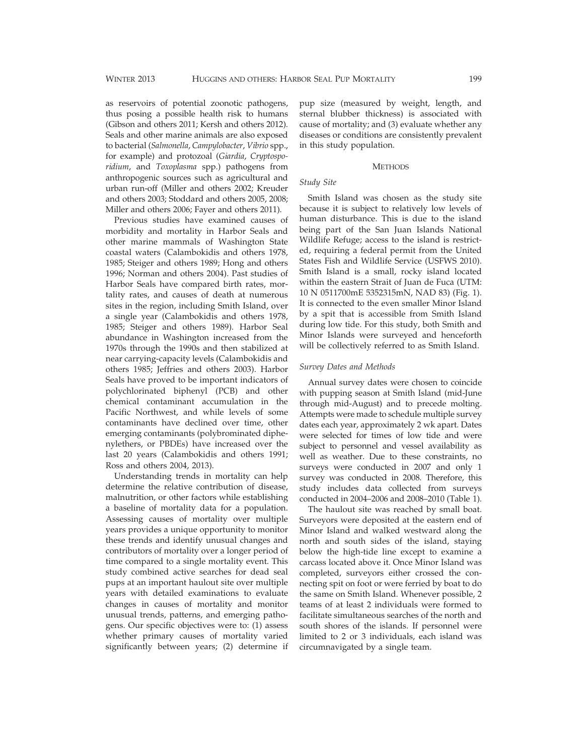as reservoirs of potential zoonotic pathogens, thus posing a possible health risk to humans (Gibson and others 2011; Kersh and others 2012). Seals and other marine animals are also exposed to bacterial (*Salmonella*, *Campylobacter*, *Vibrio* spp., for example) and protozoal (*Giardia*, *Cryptosporidium*, and *Toxoplasma* spp.) pathogens from anthropogenic sources such as agricultural and urban run-off (Miller and others 2002; Kreuder and others 2003; Stoddard and others 2005, 2008; Miller and others 2006; Fayer and others 2011).

Previous studies have examined causes of morbidity and mortality in Harbor Seals and other marine mammals of Washington State coastal waters (Calambokidis and others 1978, 1985; Steiger and others 1989; Hong and others 1996; Norman and others 2004). Past studies of Harbor Seals have compared birth rates, mortality rates, and causes of death at numerous sites in the region, including Smith Island, over a single year (Calambokidis and others 1978, 1985; Steiger and others 1989). Harbor Seal abundance in Washington increased from the 1970s through the 1990s and then stabilized at near carrying-capacity levels (Calambokidis and others 1985; Jeffries and others 2003). Harbor Seals have proved to be important indicators of polychlorinated biphenyl (PCB) and other chemical contaminant accumulation in the Pacific Northwest, and while levels of some contaminants have declined over time, other emerging contaminants (polybrominated diphenylethers, or PBDEs) have increased over the last 20 years (Calambokidis and others 1991; Ross and others 2004, 2013).

Understanding trends in mortality can help determine the relative contribution of disease, malnutrition, or other factors while establishing a baseline of mortality data for a population. Assessing causes of mortality over multiple years provides a unique opportunity to monitor these trends and identify unusual changes and contributors of mortality over a longer period of time compared to a single mortality event. This study combined active searches for dead seal pups at an important haulout site over multiple years with detailed examinations to evaluate changes in causes of mortality and monitor unusual trends, patterns, and emerging pathogens. Our specific objectives were to: (1) assess whether primary causes of mortality varied significantly between years; (2) determine if pup size (measured by weight, length, and sternal blubber thickness) is associated with cause of mortality; and (3) evaluate whether any diseases or conditions are consistently prevalent in this study population.

## Methods

### *Study Site*

Smith Island was chosen as the study site because it is subject to relatively low levels of human disturbance. This is due to the island being part of the San Juan Islands National Wildlife Refuge; access to the island is restricted, requiring a federal permit from the United States Fish and Wildlife Service (USFWS 2010). Smith Island is a small, rocky island located within the eastern Strait of Juan de Fuca (UTM: 10 N 0511700mE 5352315mN, NAD 83) (Fig. 1). It is connected to the even smaller Minor Island by a spit that is accessible from Smith Island during low tide. For this study, both Smith and Minor Islands were surveyed and henceforth will be collectively referred to as Smith Island.

### *Survey Dates and Methods*

Annual survey dates were chosen to coincide with pupping season at Smith Island (mid-June through mid-August) and to precede molting. Attempts were made to schedule multiple survey dates each year, approximately 2 wk apart. Dates were selected for times of low tide and were subject to personnel and vessel availability as well as weather. Due to these constraints, no surveys were conducted in 2007 and only 1 survey was conducted in 2008. Therefore, this study includes data collected from surveys conducted in 2004–2006 and 2008–2010 (Table 1).

The haulout site was reached by small boat. Surveyors were deposited at the eastern end of Minor Island and walked westward along the north and south sides of the island, staying below the high-tide line except to examine a carcass located above it. Once Minor Island was completed, surveyors either crossed the connecting spit on foot or were ferried by boat to do the same on Smith Island. Whenever possible, 2 teams of at least 2 individuals were formed to facilitate simultaneous searches of the north and south shores of the islands. If personnel were limited to 2 or 3 individuals, each island was circumnavigated by a single team.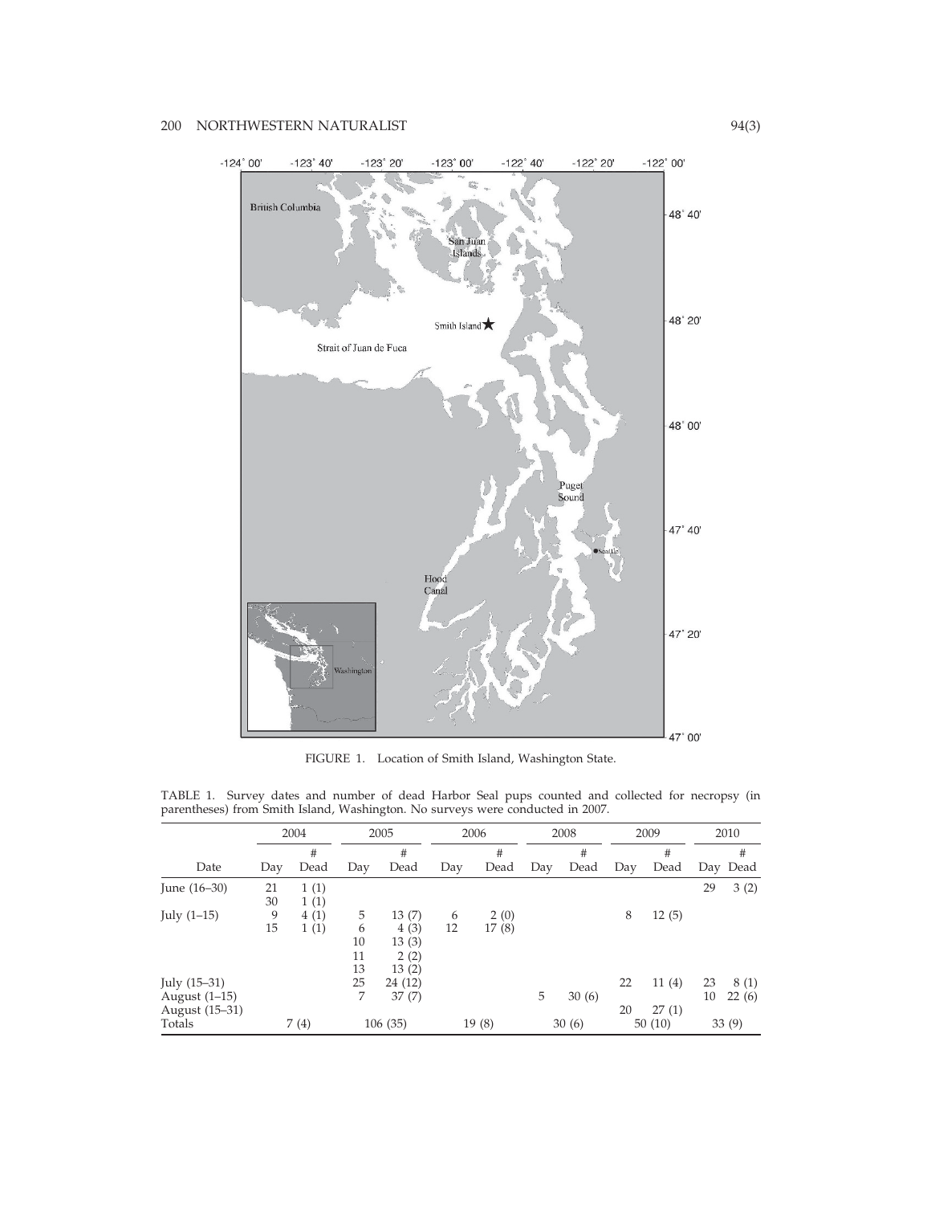FIGURE 1. Location of Smith Island, Washington State.

TABLE 1. Survey dates and number of dead Harbor Seal pups counted and collected for necropsy (in parentheses) from Smith Island, Washington. No surveys were conducted in 2007.

| | 2004 | | 2005 | | 2006 | | 2008 | | 2009 | | 2010 | |
|---|---|---|---|---|---|---|---|---|---|---|---|---|
| Date | Day | # Dead | Day | # Dead | Day | # Dead | Day | # Dead | Day | # Dead | Day | # Dead |
| June (16–30) | 21 | 1 (1) | | | | | | | | | 29 | 3 (2) |
| | 30 | 1 (1) | | | | | | | | | | |
| July (1–15) | 9 | 4 (1) | 5 | 13 (7) | 6 | 2 (0) | | | 8 | 12 (5) | | |
| | 15 | 1 (1) | 6 | 4 (3) | 12 | 17 (8) | | | | | | |
| | | | 10 | 13 (3) | | | | | | | | |
| | | | 11 | 2 (2) | | | | | | | | |
| | | | 13 | 13 (2) | | | | | | | | |
| July (15–31) | | | 25 | 24 (12) | | | | | 22 | 11 (4) | 23 | 8 (1) |
| August (1–15) | | | 7 | 37 (7) | | | 5 | 30 (6) | | | 10 | 22 (6) |
| August (15–31) | | | | | | | | | 20 | 27 (1) | | |
| Totals | | 7 (4) | | 106 (35) | | 19 (8) | | 30 (6) | | 50 (10) | | 33 (9) |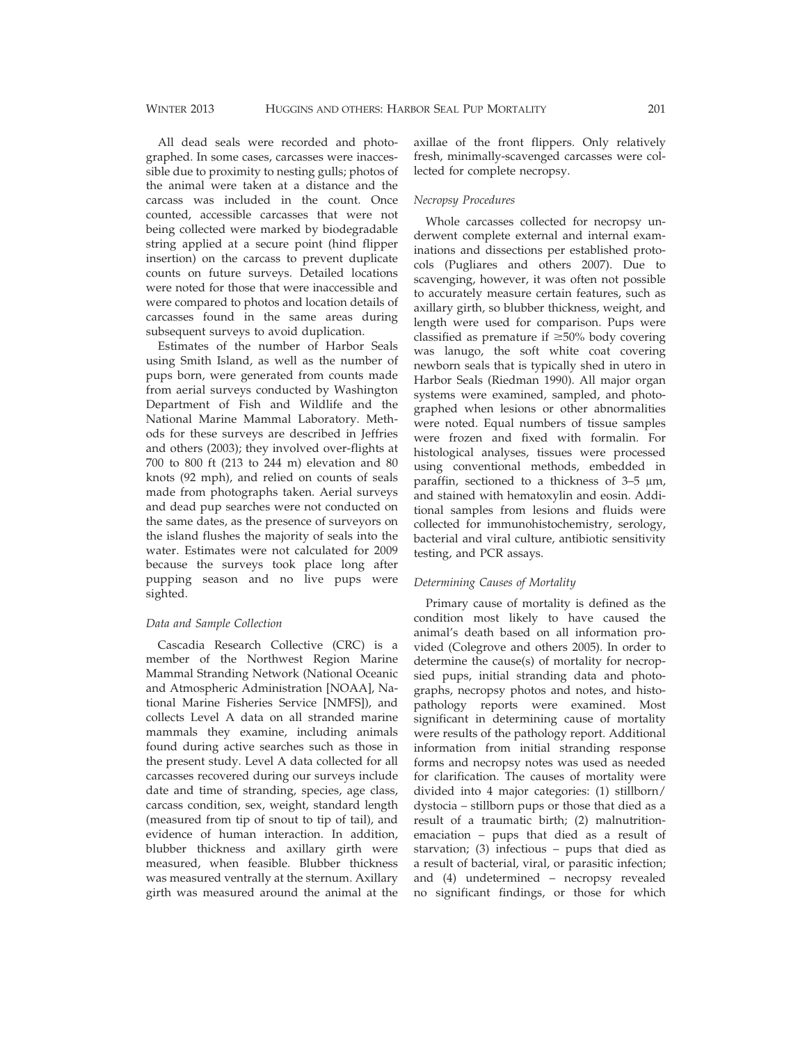All dead seals were recorded and photographed. In some cases, carcasses were inaccessible due to proximity to nesting gulls; photos of the animal were taken at a distance and the carcass was included in the count. Once counted, accessible carcasses that were not being collected were marked by biodegradable string applied at a secure point (hind flipper insertion) on the carcass to prevent duplicate counts on future surveys. Detailed locations were noted for those that were inaccessible and were compared to photos and location details of carcasses found in the same areas during subsequent surveys to avoid duplication.

Estimates of the number of Harbor Seals using Smith Island, as well as the number of pups born, were generated from counts made from aerial surveys conducted by Washington Department of Fish and Wildlife and the National Marine Mammal Laboratory. Methods for these surveys are described in Jeffries and others (2003); they involved over-flights at 700 to 800 ft (213 to 244 m) elevation and 80 knots (92 mph), and relied on counts of seals made from photographs taken. Aerial surveys and dead pup searches were not conducted on the same dates, as the presence of surveyors on the island flushes the majority of seals into the water. Estimates were not calculated for 2009 because the surveys took place long after pupping season and no live pups were sighted.

### *Data and Sample Collection*

Cascadia Research Collective (CRC) is a member of the Northwest Region Marine Mammal Stranding Network (National Oceanic and Atmospheric Administration [NOAA], National Marine Fisheries Service [NMFS]), and collects Level A data on all stranded marine mammals they examine, including animals found during active searches such as those in the present study. Level A data collected for all carcasses recovered during our surveys include date and time of stranding, species, age class, carcass condition, sex, weight, standard length (measured from tip of snout to tip of tail), and evidence of human interaction. In addition, blubber thickness and axillary girth were measured, when feasible. Blubber thickness was measured ventrally at the sternum. Axillary girth was measured around the animal at the axillae of the front flippers. Only relatively fresh, minimally-scavenged carcasses were collected for complete necropsy.

### *Necropsy Procedures*

Whole carcasses collected for necropsy underwent complete external and internal examinations and dissections per established protocols (Pugliares and others 2007). Due to scavenging, however, it was often not possible to accurately measure certain features, such as axillary girth, so blubber thickness, weight, and length were used for comparison. Pups were classified as premature if $\geq$50% body covering was lanugo, the soft white coat covering newborn seals that is typically shed in utero in Harbor Seals (Riedman 1990). All major organ systems were examined, sampled, and photographed when lesions or other abnormalities were noted. Equal numbers of tissue samples were frozen and fixed with formalin. For histological analyses, tissues were processed using conventional methods, embedded in paraffin, sectioned to a thickness of 3–5 µm, and stained with hematoxylin and eosin. Additional samples from lesions and fluids were collected for immunohistochemistry, serology, bacterial and viral culture, antibiotic sensitivity testing, and PCR assays.

### *Determining Causes of Mortality*

Primary cause of mortality is defined as the condition most likely to have caused the animal's death based on all information provided (Colegrove and others 2005). In order to determine the cause(s) of mortality for necropsied pups, initial stranding data and photographs, necropsy photos and notes, and histopathology reports were examined. Most significant in determining cause of mortality were results of the pathology report. Additional information from initial stranding response forms and necropsy notes was used as needed for clarification. The causes of mortality were divided into 4 major categories: (1) stillborn/dystocia – stillborn pups or those that died as a result of a traumatic birth; (2) malnutrition-emaciation – pups that died as a result of starvation; (3) infectious – pups that died as a result of bacterial, viral, or parasitic infection; and (4) undetermined – necropsy revealed no significant findings, or those for which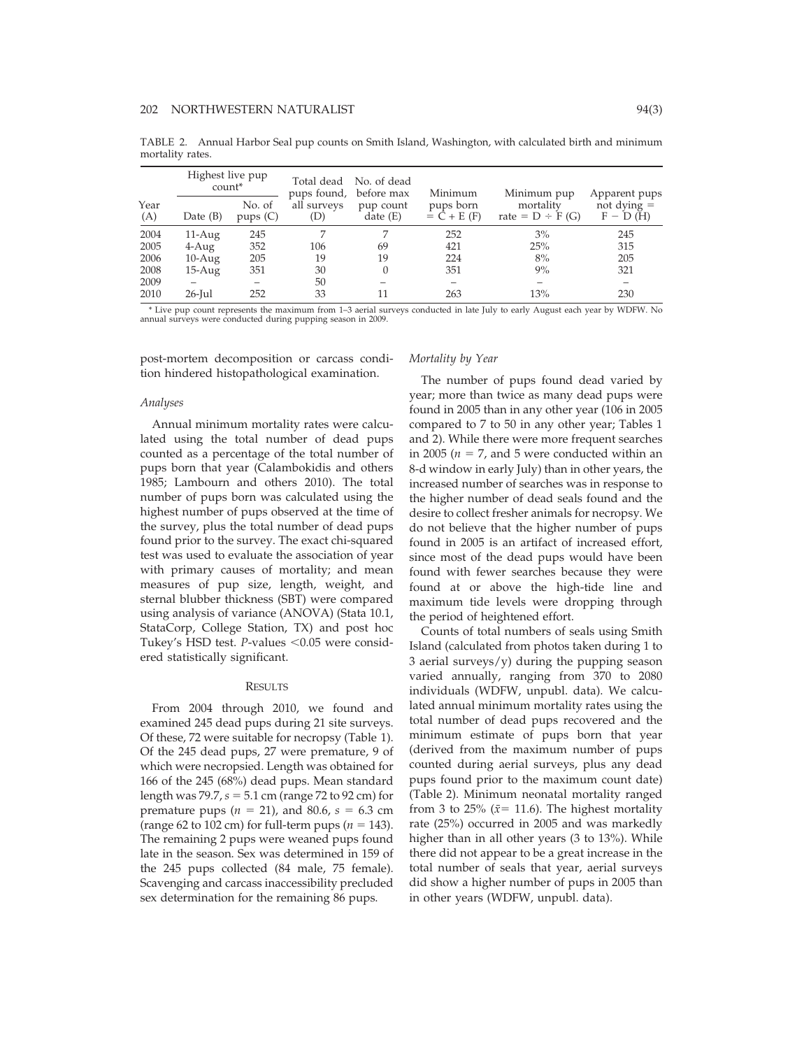TABLE 2. Annual Harbor Seal pup counts on Smith Island, Washington, with calculated birth and minimum mortality rates.

| Year (A) | Highest live pup count* | | Total dead pups found, all surveys (D) | No. of dead before max pup count date (E) | Minimum pups born = C + E (F) | Minimum pup mortality rate = D ÷ F (G) | Apparent pups not dying = F − D (H) |
|---|---|---|---|---|---|---|---|
| | Date (B) | No. of pups (C) | | | | | |
| 2004 | 11-Aug | 245 | 7 | 7 | 252 | 3% | 245 |
| 2005 | 4-Aug | 352 | 106 | 69 | 421 | 25% | 315 |
| 2006 | 10-Aug | 205 | 19 | 19 | 224 | 8% | 205 |
| 2008 | 15-Aug | 351 | 30 | 0 | 351 | 9% | 321 |
| 2009 | – | – | 50 | – | – | – | – |
| 2010 | 26-Jul | 252 | 33 | 11 | 263 | 13% | 230 |

* Live pup count represents the maximum from 1–3 aerial surveys conducted in late July to early August each year by WDFW. No annual surveys were conducted during pupping season in 2009.

post-mortem decomposition or carcass condition hindered histopathological examination.

### Analyses

Annual minimum mortality rates were calculated using the total number of dead pups counted as a percentage of the total number of pups born that year (Calambokidis and others 1985; Lambourn and others 2010). The total number of pups born was calculated using the highest number of pups observed at the time of the survey, plus the total number of dead pups found prior to the survey. The exact chi-squared test was used to evaluate the association of year with primary causes of mortality; and mean measures of pup size, length, weight, and sternal blubber thickness (SBT) were compared using analysis of variance (ANOVA) (Stata 10.1, StataCorp, College Station, TX) and post hoc Tukey's HSD test. $P$-values $<0.05$ were considered statistically significant.

## RESULTS

From 2004 through 2010, we found and examined 245 dead pups during 21 site surveys. Of these, 72 were suitable for necropsy (Table 1). Of the 245 dead pups, 27 were premature, 9 of which were necropsied. Length was obtained for 166 of the 245 (68%) dead pups. Mean standard length was 79.7, $s = 5.1$ cm (range 72 to 92 cm) for premature pups ($n = 21$), and 80.6, $s = 6.3$ cm (range 62 to 102 cm) for full-term pups ($n = 143$). The remaining 2 pups were weaned pups found late in the season. Sex was determined in 159 of the 245 pups collected (84 male, 75 female). Scavenging and carcass inaccessibility precluded sex determination for the remaining 86 pups.

### *Mortality by Year*

The number of pups found dead varied by year; more than twice as many dead pups were found in 2005 than in any other year (106 in 2005 compared to 7 to 50 in any other year; Tables 1 and 2). While there were more frequent searches in 2005 ($n = 7$, and 5 were conducted within an 8-d window in early July) than in other years, the increased number of searches was in response to the higher number of dead seals found and the desire to collect fresher animals for necropsy. We do not believe that the higher number of pups found in 2005 is an artifact of increased effort, since most of the dead pups would have been found with fewer searches because they were found at or above the high-tide line and maximum tide levels were dropping through the period of heightened effort.

Counts of total numbers of seals using Smith Island (calculated from photos taken during 1 to 3 aerial surveys/y) during the pupping season varied annually, ranging from 370 to 2080 individuals (WDFW, unpubl. data). We calculated annual minimum mortality rates using the total number of dead pups recovered and the minimum estimate of pups born that year (derived from the maximum number of pups counted during aerial surveys, plus any dead pups found prior to the maximum count date) (Table 2). Minimum neonatal mortality ranged from 3 to 25% ($\bar{x} = 11.6$). The highest mortality rate (25%) occurred in 2005 and was markedly higher than in all other years (3 to 13%). While there did not appear to be a great increase in the total number of seals that year, aerial surveys did show a higher number of pups in 2005 than in other years (WDFW, unpubl. data).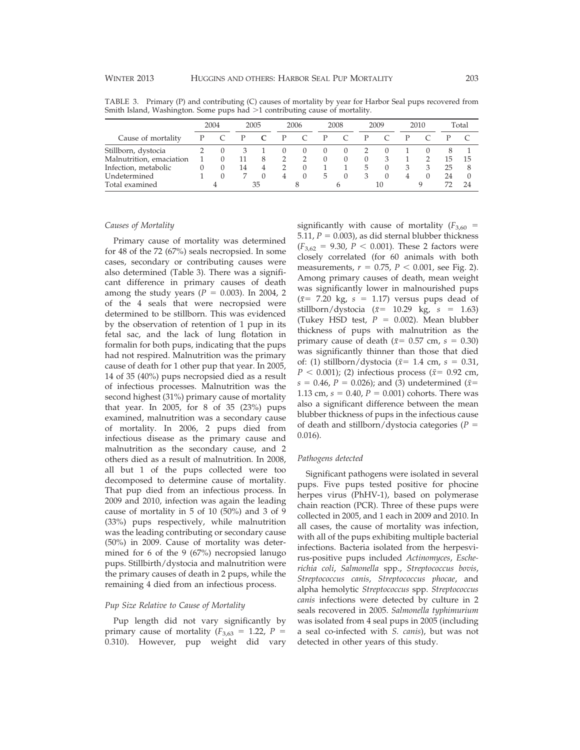TABLE 3. Primary (P) and contributing (C) causes of mortality by year for Harbor Seal pups recovered from Smith Island, Washington. Some pups had >1 contributing cause of mortality.

| Cause of mortality | 2004 | | 2005 | | 2006 | | 2008 | | 2009 | | 2010 | | Total | |
|---|---|---|---|---|---|---|---|---|---|---|---|---|---|---|
| | P | C | P | C | P | C | P | C | P | C | P | C | P | C |
| Stillborn, dystocia | 2 | 0 | 3 | 1 | 0 | 0 | 0 | 0 | 2 | 0 | 1 | 0 | 8 | 1 |
| Malnutrition, emaciation | 1 | 0 | 11 | 8 | 2 | 2 | 0 | 0 | 0 | 3 | 1 | 2 | 15 | 15 |
| Infection, metabolic | 0 | 0 | 14 | 4 | 2 | 0 | 1 | 1 | 5 | 0 | 3 | 3 | 25 | 8 |
| Undetermined | 1 | 0 | 7 | 0 | 4 | 0 | 5 | 0 | 3 | 0 | 4 | 0 | 24 | 0 |
| Total examined | 4 | | 35 | | 8 | | 6 | | 10 | | 9 | | 72 | 24 |

### *Causes of Mortality*

Primary cause of mortality was determined for 48 of the 72 (67%) seals necropsied. In some cases, secondary or contributing causes were also determined (Table 3). There was a significant difference in primary causes of death among the study years ($P$ = 0.003). In 2004, 2 of the 4 seals that were necropsied were determined to be stillborn. This was evidenced by the observation of retention of 1 pup in its fetal sac, and the lack of lung flotation in formalin for both pups, indicating that the pups had not respired. Malnutrition was the primary cause of death for 1 other pup that year. In 2005, 14 of 35 (40%) pups necropsied died as a result of infectious processes. Malnutrition was the second highest (31%) primary cause of mortality that year. In 2005, for 8 of 35 (23%) pups examined, malnutrition was a secondary cause of mortality. In 2006, 2 pups died from infectious disease as the primary cause and malnutrition as the secondary cause, and 2 others died as a result of malnutrition. In 2008, all but 1 of the pups collected were too decomposed to determine cause of mortality. That pup died from an infectious process. In 2009 and 2010, infection was again the leading cause of mortality in 5 of 10 (50%) and 3 of 9 (33%) pups respectively, while malnutrition was the leading contributing or secondary cause (50%) in 2009. Cause of mortality was determined for 6 of the 9 (67%) necropsied lanugo pups. Stillbirth/dystocia and malnutrition were the primary causes of death in 2 pups, while the remaining 4 died from an infectious process.

### *Pup Size Relative to Cause of Mortality*

Pup length did not vary significantly by primary cause of mortality ($F_{3,63}$ = 1.22, $P$ = 0.310). However, pup weight did vary significantly with cause of mortality ($F_{3,60}$ = 5.11, $P$ = 0.003), as did sternal blubber thickness ($F_{3,62}$ = 9.30, $P$ < 0.001). These 2 factors were closely correlated (for 60 animals with both measurements, $r$ = 0.75, $P$ < 0.001, see Fig. 2). Among primary causes of death, mean weight was significantly lower in malnourished pups ($\bar{x}$= 7.20 kg, $s$ = 1.17) versus pups dead of stillborn/dystocia ($\bar{x}$= 10.29 kg, $s$ = 1.63) (Tukey HSD test, $P$ = 0.002). Mean blubber thickness of pups with malnutrition as the primary cause of death ($\bar{x}$= 0.57 cm, $s$ = 0.30) was significantly thinner than those that died of: (1) stillborn/dystocia ($\bar{x}$= 1.4 cm, $s$ = 0.31, $P$ < 0.001); (2) infectious process ($\bar{x}$= 0.92 cm, $s$ = 0.46, $P$ = 0.026); and (3) undetermined ($\bar{x}$= 1.13 cm, $s$ = 0.40, $P$ = 0.001) cohorts. There was also a significant difference between the mean blubber thickness of pups in the infectious cause of death and stillborn/dystocia categories ($P$ = 0.016).

### *Pathogens detected*

Significant pathogens were isolated in several pups. Five pups tested positive for phocine herpes virus (PhHV-1), based on polymerase chain reaction (PCR). Three of these pups were collected in 2005, and 1 each in 2009 and 2010. In all cases, the cause of mortality was infection, with all of the pups exhibiting multiple bacterial infections. Bacteria isolated from the herpesvirus-positive pups included *Actinomyces*, *Escherichia coli*, *Salmonella* spp., *Streptococcus bovis*, *Streptococcus canis*, *Streptococcus phocae*, and alpha hemolytic *Streptococcus* spp. *Streptococcus canis* infections were detected by culture in 2 seals recovered in 2005. *Salmonella typhimurium* was isolated from 4 seal pups in 2005 (including a seal co-infected with *S. canis*), but was not detected in other years of this study.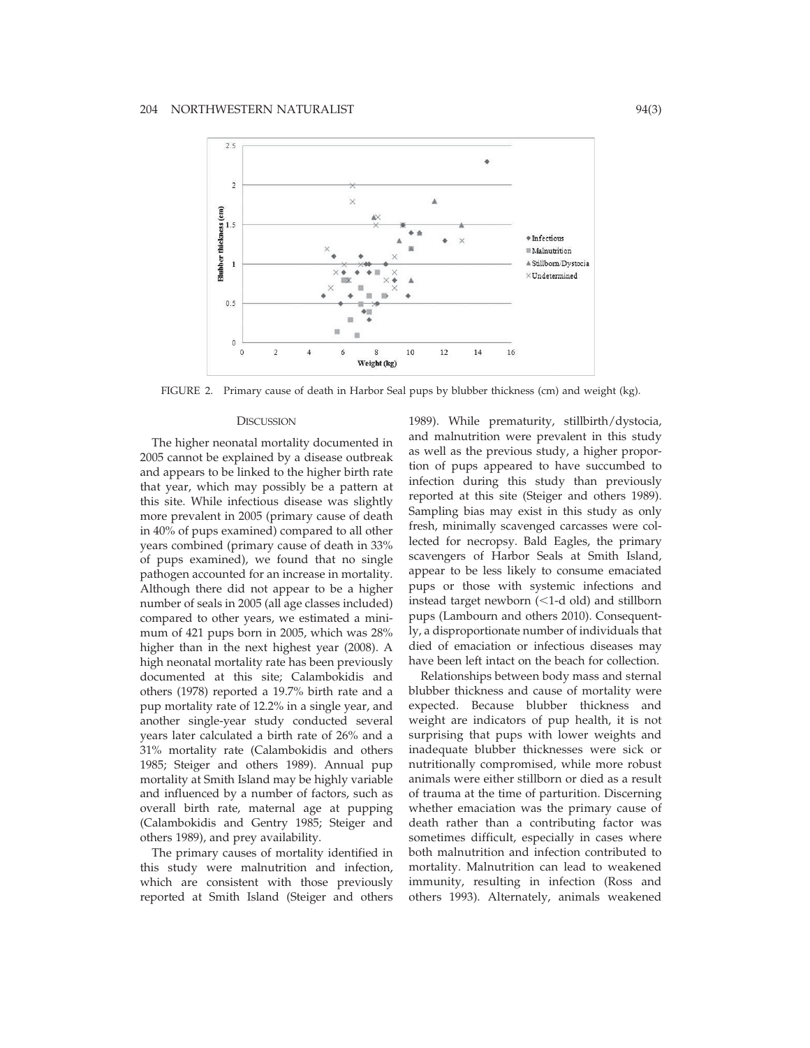FIGURE 2. Primary cause of death in Harbor Seal pups by blubber thickness (cm) and weight (kg).

## Discussion

The higher neonatal mortality documented in 2005 cannot be explained by a disease outbreak and appears to be linked to the higher birth rate that year, which may possibly be a pattern at this site. While infectious disease was slightly more prevalent in 2005 (primary cause of death in 40% of pups examined) compared to all other years combined (primary cause of death in 33% of pups examined), we found that no single pathogen accounted for an increase in mortality. Although there did not appear to be a higher number of seals in 2005 (all age classes included) compared to other years, we estimated a minimum of 421 pups born in 2005, which was 28% higher than in the next highest year (2008). A high neonatal mortality rate has been previously documented at this site; Calambokidis and others (1978) reported a 19.7% birth rate and a pup mortality rate of 12.2% in a single year, and another single-year study conducted several years later calculated a birth rate of 26% and a 31% mortality rate (Calambokidis and others 1985; Steiger and others 1989). Annual pup mortality at Smith Island may be highly variable and influenced by a number of factors, such as overall birth rate, maternal age at pupping (Calambokidis and Gentry 1985; Steiger and others 1989), and prey availability.

The primary causes of mortality identified in this study were malnutrition and infection, which are consistent with those previously reported at Smith Island (Steiger and others 1989). While prematurity, stillbirth/dystocia, and malnutrition were prevalent in this study as well as the previous study, a higher proportion of pups appeared to have succumbed to infection during this study than previously reported at this site (Steiger and others 1989). Sampling bias may exist in this study as only fresh, minimally scavenged carcasses were collected for necropsy. Bald Eagles, the primary scavengers of Harbor Seals at Smith Island, appear to be less likely to consume emaciated pups or those with systemic infections and instead target newborn (<1-d old) and stillborn pups (Lambourn and others 2010). Consequently, a disproportionate number of individuals that died of emaciation or infectious diseases may have been left intact on the beach for collection.

Relationships between body mass and sternal blubber thickness and cause of mortality were expected. Because blubber thickness and weight are indicators of pup health, it is not surprising that pups with lower weights and inadequate blubber thicknesses were sick or nutritionally compromised, while more robust animals were either stillborn or died as a result of trauma at the time of parturition. Discerning whether emaciation was the primary cause of death rather than a contributing factor was sometimes difficult, especially in cases where both malnutrition and infection contributed to mortality. Malnutrition can lead to weakened immunity, resulting in infection (Ross and others 1993). Alternately, animals weakened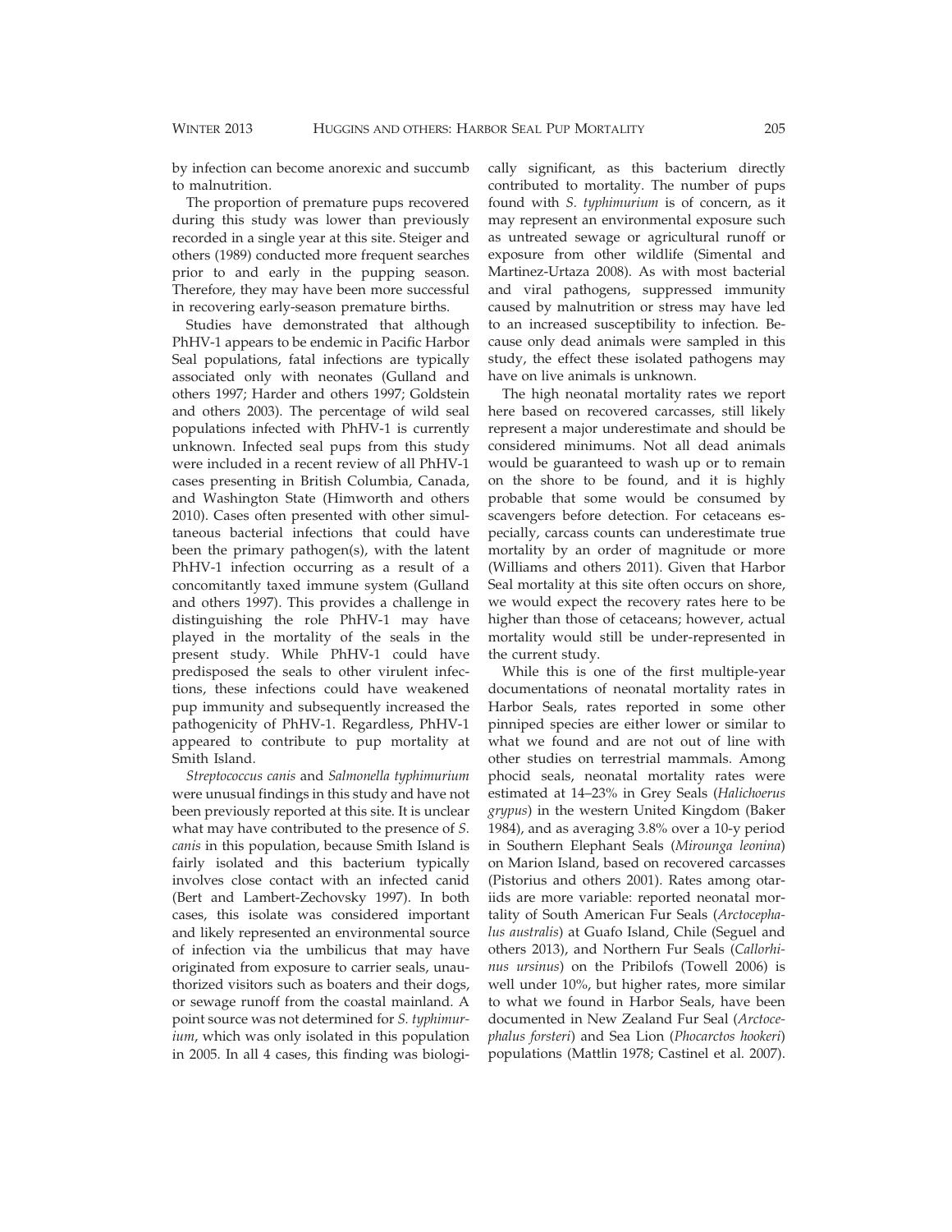by infection can become anorexic and succumb to malnutrition.

The proportion of premature pups recovered during this study was lower than previously recorded in a single year at this site. Steiger and others (1989) conducted more frequent searches prior to and early in the pupping season. Therefore, they may have been more successful in recovering early-season premature births.

Studies have demonstrated that although PhHV-1 appears to be endemic in Pacific Harbor Seal populations, fatal infections are typically associated only with neonates (Gulland and others 1997; Harder and others 1997; Goldstein and others 2003). The percentage of wild seal populations infected with PhHV-1 is currently unknown. Infected seal pups from this study were included in a recent review of all PhHV-1 cases presenting in British Columbia, Canada, and Washington State (Himworth and others 2010). Cases often presented with other simultaneous bacterial infections that could have been the primary pathogen(s), with the latent PhHV-1 infection occurring as a result of a concomitantly taxed immune system (Gulland and others 1997). This provides a challenge in distinguishing the role PhHV-1 may have played in the mortality of the seals in the present study. While PhHV-1 could have predisposed the seals to other virulent infections, these infections could have weakened pup immunity and subsequently increased the pathogenicity of PhHV-1. Regardless, PhHV-1 appeared to contribute to pup mortality at Smith Island.

*Streptococcus canis* and *Salmonella typhimurium* were unusual findings in this study and have not been previously reported at this site. It is unclear what may have contributed to the presence of *S. canis* in this population, because Smith Island is fairly isolated and this bacterium typically involves close contact with an infected canid (Bert and Lambert-Zechovsky 1997). In both cases, this isolate was considered important and likely represented an environmental source of infection via the umbilicus that may have originated from exposure to carrier seals, unauthorized visitors such as boaters and their dogs, or sewage runoff from the coastal mainland. A point source was not determined for *S. typhimurium*, which was only isolated in this population in 2005. In all 4 cases, this finding was biologically significant, as this bacterium directly contributed to mortality. The number of pups found with *S. typhimurium* is of concern, as it may represent an environmental exposure such as untreated sewage or agricultural runoff or exposure from other wildlife (Simental and Martinez-Urtaza 2008). As with most bacterial and viral pathogens, suppressed immunity caused by malnutrition or stress may have led to an increased susceptibility to infection. Because only dead animals were sampled in this study, the effect these isolated pathogens may have on live animals is unknown.

The high neonatal mortality rates we report here based on recovered carcasses, still likely represent a major underestimate and should be considered minimums. Not all dead animals would be guaranteed to wash up or to remain on the shore to be found, and it is highly probable that some would be consumed by scavengers before detection. For cetaceans especially, carcass counts can underestimate true mortality by an order of magnitude or more (Williams and others 2011). Given that Harbor Seal mortality at this site often occurs on shore, we would expect the recovery rates here to be higher than those of cetaceans; however, actual mortality would still be under-represented in the current study.

While this is one of the first multiple-year documentations of neonatal mortality rates in Harbor Seals, rates reported in some other pinniped species are either lower or similar to what we found and are not out of line with other studies on terrestrial mammals. Among phocid seals, neonatal mortality rates were estimated at 14–23% in Grey Seals (*Halichoerus grypus*) in the western United Kingdom (Baker 1984), and as averaging 3.8% over a 10-y period in Southern Elephant Seals (*Mirounga leonina*) on Marion Island, based on recovered carcasses (Pistorius and others 2001). Rates among otariids are more variable: reported neonatal mortality of South American Fur Seals (*Arctocephalus australis*) at Guafo Island, Chile (Seguel and others 2013), and Northern Fur Seals (*Callorhinus ursinus*) on the Pribilofs (Towell 2006) is well under 10%, but higher rates, more similar to what we found in Harbor Seals, have been documented in New Zealand Fur Seal (*Arctocephalus forsteri*) and Sea Lion (*Phocarctos hookeri*) populations (Mattlin 1978; Castinel et al. 2007).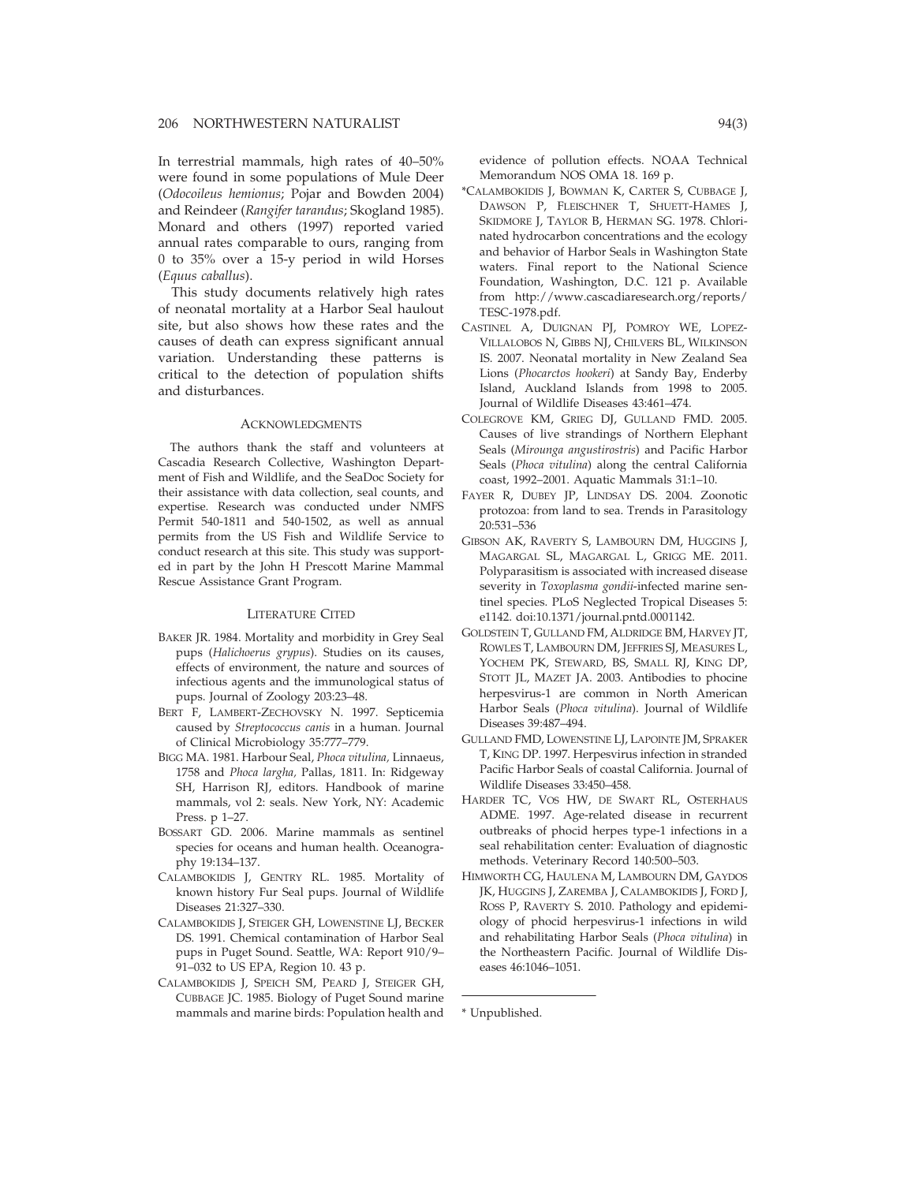In terrestrial mammals, high rates of 40–50% were found in some populations of Mule Deer (*Odocoileus hemionus*; Pojar and Bowden 2004) and Reindeer (*Rangifer tarandus*; Skogland 1985). Monard and others (1997) reported varied annual rates comparable to ours, ranging from 0 to 35% over a 15-y period in wild Horses (*Equus caballus*).

This study documents relatively high rates of neonatal mortality at a Harbor Seal haulout site, but also shows how these rates and the causes of death can express significant annual variation. Understanding these patterns is critical to the detection of population shifts and disturbances.

## Acknowledgments

The authors thank the staff and volunteers at Cascadia Research Collective, Washington Department of Fish and Wildlife, and the SeaDoc Society for their assistance with data collection, seal counts, and expertise. Research was conducted under NMFS Permit 540-1811 and 540-1502, as well as annual permits from the US Fish and Wildlife Service to conduct research at this site. This study was supported in part by the John H Prescott Marine Mammal Rescue Assistance Grant Program.

## Literature Cited

BAKER JR. 1984. Mortality and morbidity in Grey Seal pups (*Halichoerus grypus*). Studies on its causes, effects of environment, the nature and sources of infectious agents and the immunological status of pups. Journal of Zoology 203:23–48.

BERT F, LAMBERT-ZECHOVSKY N. 1997. Septicemia caused by *Streptococcus canis* in a human. Journal of Clinical Microbiology 35:777–779.

BIGG MA. 1981. Harbour Seal, *Phoca vitulina,* Linnaeus, 1758 and *Phoca largha,* Pallas, 1811. In: Ridgeway SH, Harrison RJ, editors. Handbook of marine mammals, vol 2: seals. New York, NY: Academic Press. p 1–27.

BOSSART GD. 2006. Marine mammals as sentinel species for oceans and human health. Oceanography 19:134–137.

CALAMBOKIDIS J, GENTRY RL. 1985. Mortality of known history Fur Seal pups. Journal of Wildlife Diseases 21:327–330.

CALAMBOKIDIS J, STEIGER GH, LOWENSTINE LJ, BECKER DS. 1991. Chemical contamination of Harbor Seal pups in Puget Sound. Seattle, WA: Report 910/9–91–032 to US EPA, Region 10. 43 p.

CALAMBOKIDIS J, SPEICH SM, PEARD J, STEIGER GH, CUBBAGE JC. 1985. Biology of Puget Sound marine mammals and marine birds: Population health and evidence of pollution effects. NOAA Technical Memorandum NOS OMA 18. 169 p.

*CALAMBOKIDIS J, BOWMAN K, CARTER S, CUBBAGE J, DAWSON P, FLEISCHNER T, SHUETT-HAMES J, SKIDMORE J, TAYLOR B, HERMAN SG. 1978. Chlorinated hydrocarbon concentrations and the ecology and behavior of Harbor Seals in Washington State waters. Final report to the National Science Foundation, Washington, D.C. 121 p. Available from http://www.cascadiaresearch.org/reports/TESC-1978.pdf.

CASTINEL A, DUIGNAN PJ, POMROY WE, LOPEZ-VILLALOBOS N, GIBBS NJ, CHILVERS BL, WILKINSON IS. 2007. Neonatal mortality in New Zealand Sea Lions (*Phocarctos hookeri*) at Sandy Bay, Enderby Island, Auckland Islands from 1998 to 2005. Journal of Wildlife Diseases 43:461–474.

COLEGROVE KM, GRIEG DJ, GULLAND FMD. 2005. Causes of live strandings of Northern Elephant Seals (*Mirounga angustirostris*) and Pacific Harbor Seals (*Phoca vitulina*) along the central California coast, 1992–2001. Aquatic Mammals 31:1–10.

FAYER R, DUBEY JP, LINDSAY DS. 2004. Zoonotic protozoa: from land to sea. Trends in Parasitology 20:531–536

GIBSON AK, RAVERTY S, LAMBOURN DM, HUGGINS J, MAGARGAL SL, MAGARGAL L, GRIGG ME. 2011. Polyparasitism is associated with increased disease severity in *Toxoplasma gondii*-infected marine sentinel species. PLoS Neglected Tropical Diseases 5: e1142. doi:10.1371/journal.pntd.0001142.

GOLDSTEIN T, GULLAND FM, ALDRIDGE BM, HARVEY JT, ROWLES T, LAMBOURN DM, JEFFRIES SJ, MEASURES L, YOCHEM PK, STEWARD, BS, SMALL RJ, KING DP, STOTT JL, MAZET JA. 2003. Antibodies to phocine herpesvirus-1 are common in North American Harbor Seals (*Phoca vitulina*). Journal of Wildlife Diseases 39:487–494.

GULLAND FMD, LOWENSTINE LJ, LAPOINTE JM, SPRAKER T, KING DP. 1997. Herpesvirus infection in stranded Pacific Harbor Seals of coastal California. Journal of Wildlife Diseases 33:450–458.

HARDER TC, VOS HW, DE SWART RL, OSTERHAUS ADME. 1997. Age-related disease in recurrent outbreaks of phocid herpes type-1 infections in a seal rehabilitation center: Evaluation of diagnostic methods. Veterinary Record 140:500–503.

HIMWORTH CG, HAULENA M, LAMBOURN DM, GAYDOS JK, HUGGINS J, ZAREMBA J, CALAMBOKIDIS J, FORD J, ROSS P, RAVERTY S. 2010. Pathology and epidemiology of phocid herpesvirus-1 infections in wild and rehabilitating Harbor Seals (*Phoca vitulina*) in the Northeastern Pacific. Journal of Wildlife Diseases 46:1046–1051.

* Unpublished.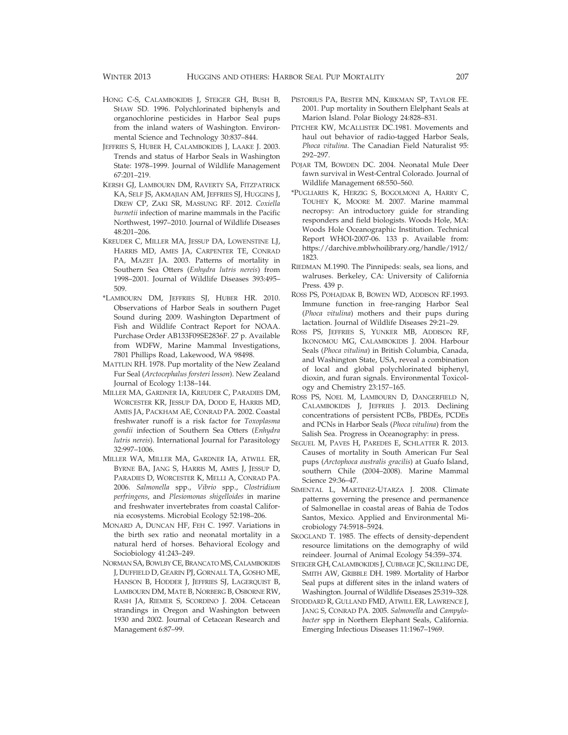HONG C-S, CALAMBOKIDIS J, STEIGER GH, BUSH B, SHAW SD. 1996. Polychlorinated biphenyls and organochlorine pesticides in Harbor Seal pups from the inland waters of Washington. Environmental Science and Technology 30:837–844.

JEFFRIES S, HUBER H, CALAMBOKIDIS J, LAAKE J. 2003. Trends and status of Harbor Seals in Washington State: 1978–1999. Journal of Wildlife Management 67:201–219.

KERSH GJ, LAMBOURN DM, RAVERTY SA, FITZPATRICK KA, SELF JS, AKMAJIAN AM, JEFFRIES SJ, HUGGINS J, DREW CP, ZAKI SR, MASSUNG RF. 2012. *Coxiella burnetii* infection of marine mammals in the Pacific Northwest, 1997–2010. Journal of Wildlife Diseases 48:201–206.

KREUDER C, MILLER MA, JESSUP DA, LOWENSTINE LJ, HARRIS MD, AMES JA, CARPENTER TE, CONRAD PA, MAZET JA. 2003. Patterns of mortality in Southern Sea Otters (*Enhydra lutris nereis*) from 1998–2001. Journal of Wildlife Diseases 393:495–509.

*LAMBOURN DM, JEFFRIES SJ, HUBER HR. 2010. Observations of Harbor Seals in southern Puget Sound during 2009. Washington Department of Fish and Wildlife Contract Report for NOAA. Purchase Order AB133F09SE2836F. 27 p. Available from WDFW, Marine Mammal Investigations, 7801 Phillips Road, Lakewood, WA 98498.

MATTLIN RH. 1978. Pup mortality of the New Zealand Fur Seal (*Arctocephalus forsteri lesson*). New Zealand Journal of Ecology 1:138–144.

MILLER MA, GARDNER IA, KREUDER C, PARADIES DM, WORCESTER KR, JESSUP DA, DODD E, HARRIS MD, AMES JA, PACKHAM AE, CONRAD PA. 2002. Coastal freshwater runoff is a risk factor for *Toxoplasma gondii* infection of Southern Sea Otters (*Enhydra lutris nereis*). International Journal for Parasitology 32:997–1006.

MILLER WA, MILLER MA, GARDNER IA, ATWILL ER, BYRNE BA, JANG S, HARRIS M, AMES J, JESSUP D, PARADIES D, WORCESTER K, MELLI A, CONRAD PA. 2006. *Salmonella* spp., *Vibrio* spp., *Clostridium perfringens*, and *Plesiomonas shigelloides* in marine and freshwater invertebrates from coastal California ecosystems. Microbial Ecology 52:198–206.

MONARD A, DUNCAN HF, FEH C. 1997. Variations in the birth sex ratio and neonatal mortality in a natural herd of horses. Behavioral Ecology and Sociobiology 41:243–249.

NORMAN SA, BOWLBY CE, BRANCATO MS, CALAMBOKIDIS J, DUFFIELD D, GEARIN PJ, GORNALL TA, GOSHO ME, HANSON B, HODDER J, JEFFRIES SJ, LAGERQUIST B, LAMBOURN DM, MATE B, NORBERG B, OSBORNE RW, RASH JA, RIEMER S, SCORDINO J. 2004. Cetacean strandings in Oregon and Washington between 1930 and 2002. Journal of Cetacean Research and Management 6:87–99.

PISTORIUS PA, BESTER MN, KIRKMAN SP, TAYLOR FE. 2001. Pup mortality in Southern Elelphant Seals at Marion Island. Polar Biology 24:828–831.

PITCHER KW, MCALLISTER DC.1981. Movements and haul out behavior of radio-tagged Harbor Seals, *Phoca vitulina*. The Canadian Field Naturalist 95: 292–297.

POJAR TM, BOWDEN DC. 2004. Neonatal Mule Deer fawn survival in West-Central Colorado. Journal of Wildlife Management 68:550–560.

*PUGLIARES K, HERZIG S, BOGOLMONI A, HARRY C, TOUHEY K, MOORE M. 2007. Marine mammal necropsy: An introductory guide for stranding responders and field biologists. Woods Hole, MA: Woods Hole Oceanographic Institution. Technical Report WHOI-2007-06. 133 p. Available from: https://darchive.mblwhoilibrary.org/handle/1912/1823.

RIEDMAN M.1990. The Pinnipeds: seals, sea lions, and walruses. Berkeley, CA: University of California Press. 439 p.

ROSS PS, POHAJDAK B, BOWEN WD, ADDISON RF.1993. Immune function in free-ranging Harbor Seal (*Phoca vitulina*) mothers and their pups during lactation. Journal of Wildlife Diseases 29:21–29.

ROSS PS, JEFFRIES S, YUNKER MB, ADDISON RF, IKONOMOU MG, CALAMBOKIDIS J. 2004. Harbour Seals (*Phoca vitulina*) in British Columbia, Canada, and Washington State, USA, reveal a combination of local and global polychlorinated biphenyl, dioxin, and furan signals. Environmental Toxicology and Chemistry 23:157–165.

ROSS PS, NOEL M, LAMBOURN D, DANGERFIELD N, CALAMBOKIDIS J, JEFFRIES J. 2013. Declining concentrations of persistent PCBs, PBDEs, PCDEs and PCNs in Harbor Seals (*Phoca vitulina*) from the Salish Sea. Progress in Oceanography: in press.

SEGUEL M, PAVES H, PAREDES E, SCHLATTER R. 2013. Causes of mortality in South American Fur Seal pups (*Arctophoca australis gracilis*) at Guafo Island, southern Chile (2004–2008). Marine Mammal Science 29:36–47.

SIMENTAL L, MARTINEZ-UTARZA J. 2008. Climate patterns governing the presence and permanence of Salmonellae in coastal areas of Bahia de Todos Santos, Mexico. Applied and Environmental Microbiology 74:5918–5924.

SKOGLAND T. 1985. The effects of density-dependent resource limitations on the demography of wild reindeer. Journal of Animal Ecology 54:359–374.

STEIGER GH, CALAMBOKIDIS J, CUBBAGE JC, SKILLING DE, SMITH AW, GRIBBLE DH. 1989. Mortality of Harbor Seal pups at different sites in the inland waters of Washington. Journal of Wildlife Diseases 25:319–328.

STODDARD R, GULLAND FMD, ATWILL ER, LAWRENCE J, JANG S, CONRAD PA. 2005. *Salmonella* and *Campylobacter* spp in Northern Elephant Seals, California. Emerging Infectious Diseases 11:1967–1969.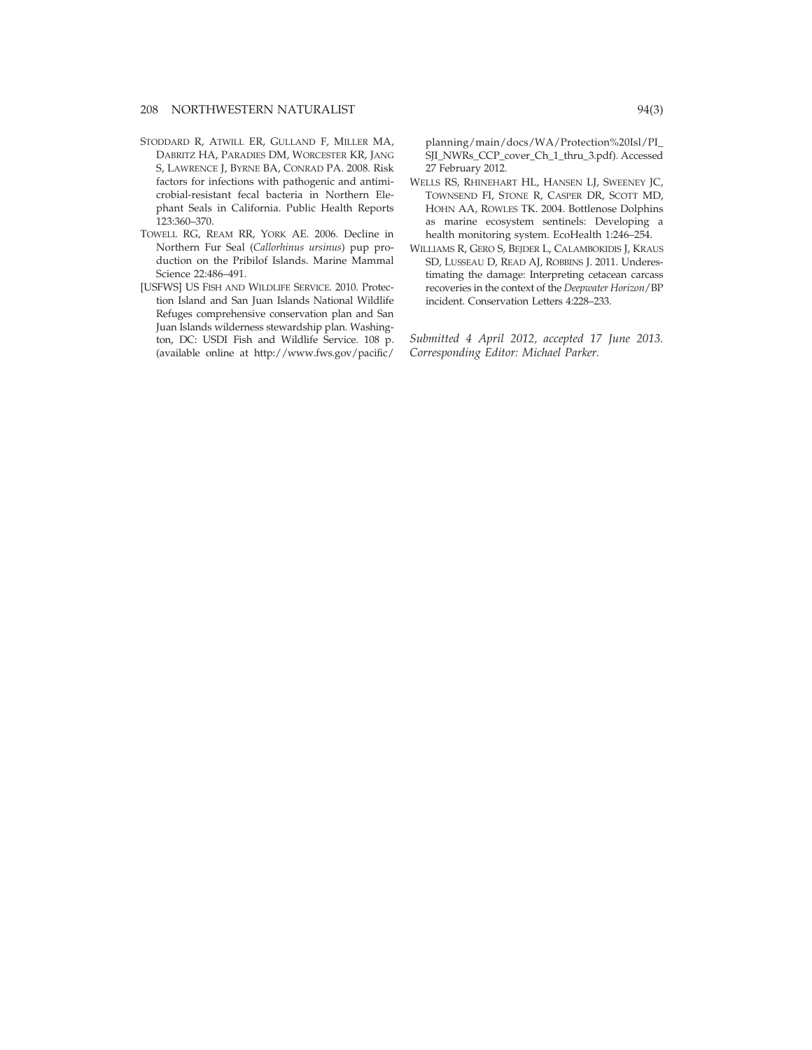STODDARD R, ATWILL ER, GULLAND F, MILLER MA, DABRITZ HA, PARADIES DM, WORCESTER KR, JANG S, LAWRENCE J, BYRNE BA, CONRAD PA. 2008. Risk factors for infections with pathogenic and antimicrobial-resistant fecal bacteria in Northern Elephant Seals in California. Public Health Reports 123:360–370.

TOWELL RG, REAM RR, YORK AE. 2006. Decline in Northern Fur Seal (*Callorhinus ursinus*) pup production on the Pribilof Islands. Marine Mammal Science 22:486–491.

[USFWS] US FISH AND WILDLIFE SERVICE. 2010. Protection Island and San Juan Islands National Wildlife Refuges comprehensive conservation plan and San Juan Islands wilderness stewardship plan. Washington, DC: USDI Fish and Wildlife Service. 108 p. (available online at http://www.fws.gov/pacific/planning/main/docs/WA/Protection%20Isl/PI_SJI_NWRs_CCP_cover_Ch_1_thru_3.pdf). Accessed 27 February 2012.

WELLS RS, RHINEHART HL, HANSEN LJ, SWEENEY JC, TOWNSEND FI, STONE R, CASPER DR, SCOTT MD, HOHN AA, ROWLES TK. 2004. Bottlenose Dolphins as marine ecosystem sentinels: Developing a health monitoring system. EcoHealth 1:246–254.

WILLIAMS R, GERO S, BEJDER L, CALAMBOKIDIS J, KRAUS SD, LUSSEAU D, READ AJ, ROBBINS J. 2011. Underestimating the damage: Interpreting cetacean carcass recoveries in the context of the *Deepwater Horizon*/BP incident. Conservation Letters 4:228–233.

*Submitted 4 April 2012, accepted 17 June 2013. Corresponding Editor: Michael Parker.*